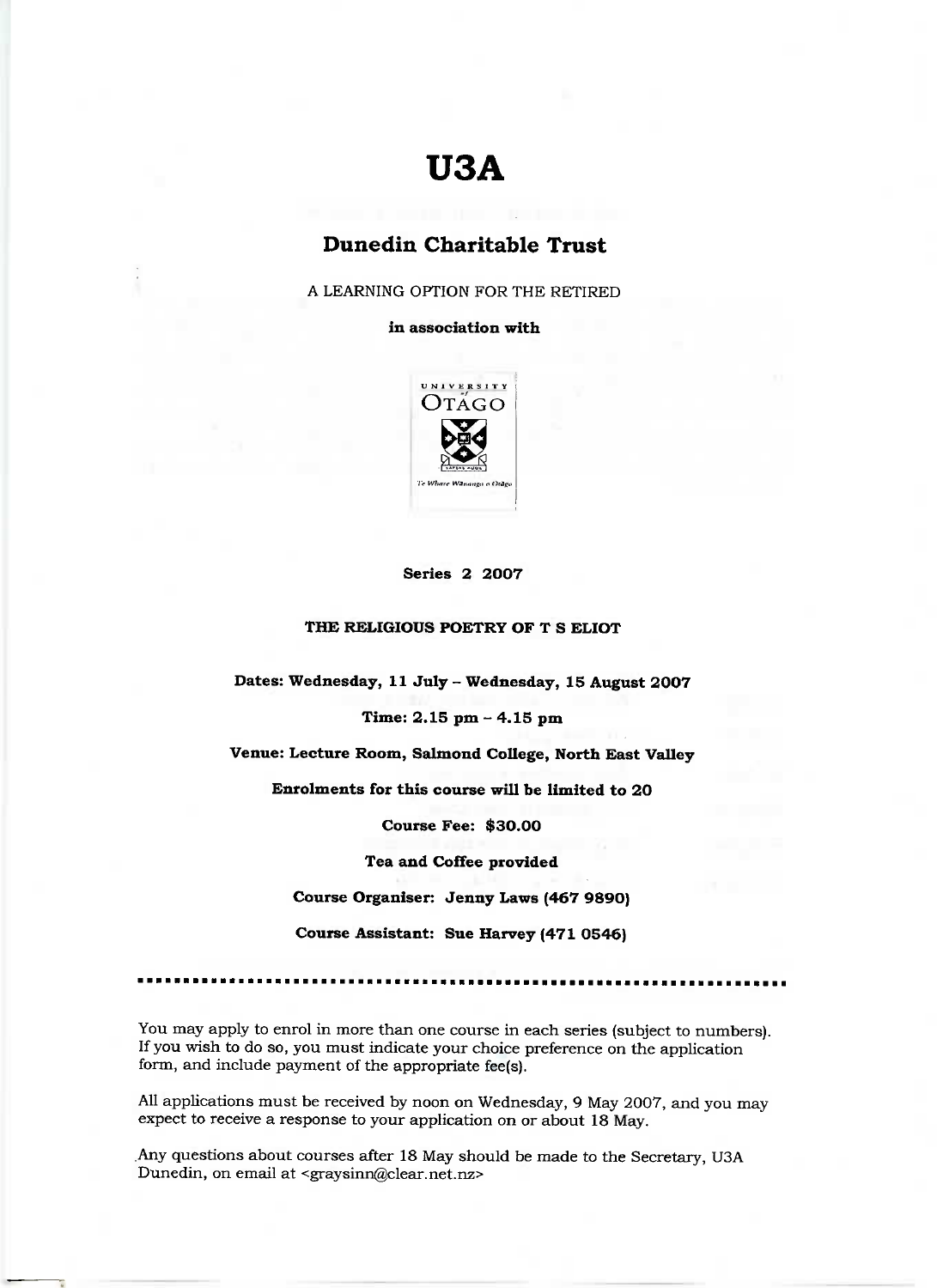# U3A

## Dunedin Charitable Trust

A LEARNING OPTION FOR THE RETIRED

**in association with**

UNIVERSITY of OTAGO

Te Whare Wānanga o Otāgo

**Series 2 2007**

**THE RELIGIOUS POETRY OF T S ELIOT**

**Dates: Wednesday, 11 July – Wednesday, 15 August 2007**

**Time: 2.15 pm – 4.15 pm**

**Venue: Lecture Room, Salmond College, North East Valley**

**Enrolments for this course will be limited to 20**

**Course Fee: $30.00**

**Tea and Coffee provided**

**Course Organiser: Jenny Laws (467 9890)**

**Course Assistant: Sue Harvey (471 0546)**

---

You may apply to enrol in more than one course in each series (subject to numbers). If you wish to do so, you must indicate your choice preference on the application form, and include payment of the appropriate fee(s).

All applications must be received by noon on Wednesday, 9 May 2007, and you may expect to receive a response to your application on or about 18 May.

Any questions about courses after 18 May should be made to the Secretary, U3A Dunedin, on email at <graysinn@clear.net.nz>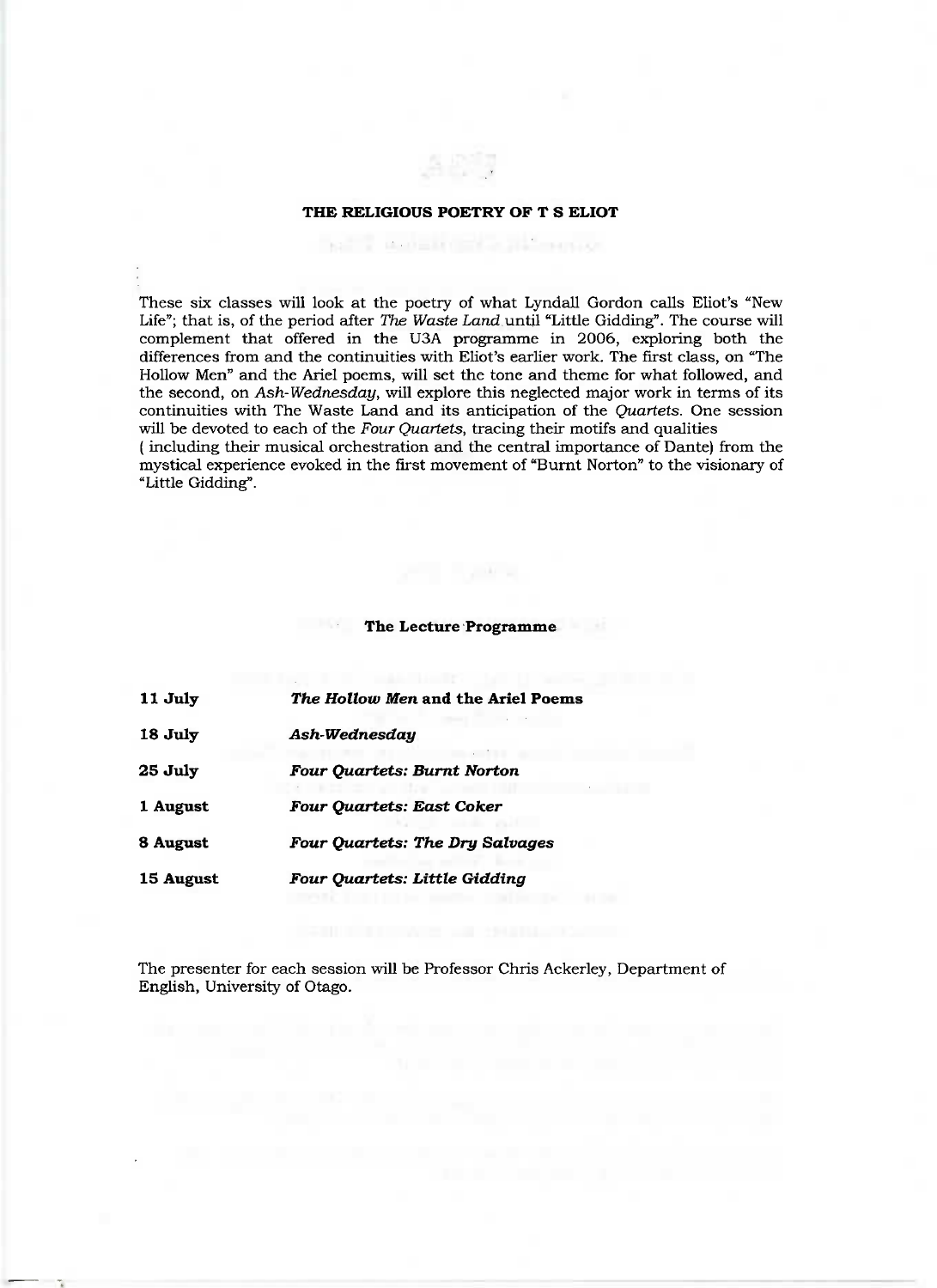**THE RELIGIOUS POETRY OF T S ELIOT**

These six classes will look at the poetry of what Lyndall Gordon calls Eliot's "New Life"; that is, of the period after *The Waste Land* until "Little Gidding". The course will complement that offered in the U3A programme in 2006, exploring both the differences from and the continuities with Eliot's earlier work. The first class, on "The Hollow Men" and the Ariel poems, will set the tone and theme for what followed, and the second, on *Ash-Wednesday*, will explore this neglected major work in terms of its continuities with The Waste Land and its anticipation of the *Quartets*. One session will be devoted to each of the *Four Quartets*, tracing their motifs and qualities ( including their musical orchestration and the central importance of Dante) from the mystical experience evoked in the first movement of "Burnt Norton" to the visionary of "Little Gidding".

**The Lecture Programme**

| | |
|---|---|
| **11 July** | ***The Hollow Men* and the Ariel Poems** |
| **18 July** | ***Ash-Wednesday*** |
| **25 July** | ***Four Quartets: Burnt Norton*** |
| **1 August** | ***Four Quartets: East Coker*** |
| **8 August** | ***Four Quartets: The Dry Salvages*** |
| **15 August** | ***Four Quartets: Little Gidding*** |

The presenter for each session will be Professor Chris Ackerley, Department of English, University of Otago.